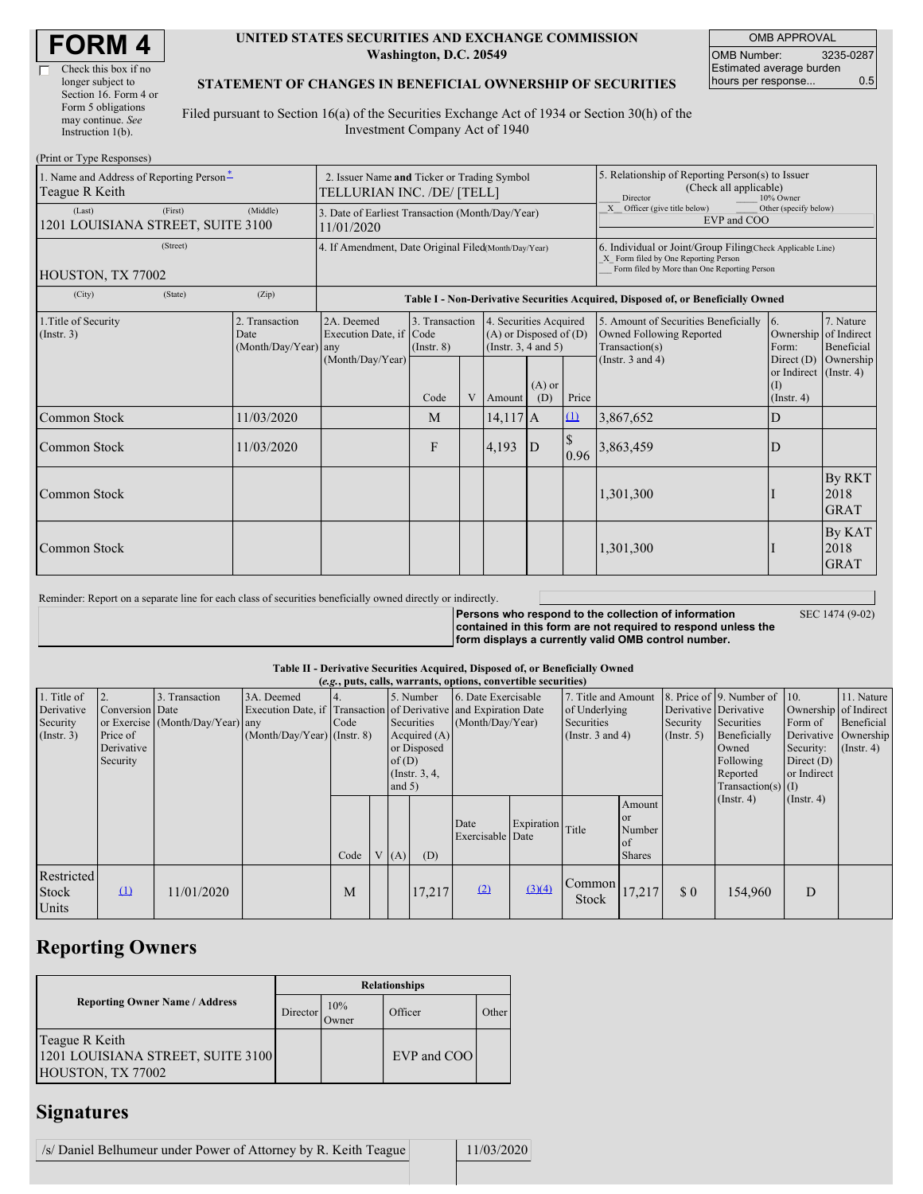# FORM 4

☐ Check this box if no longer subject to Section 16. Form 4 or Form 5 obligations may continue. *See* Instruction 1(b).

**UNITED STATES SECURITIES AND EXCHANGE COMMISSION**
**Washington, D.C. 20549**

**STATEMENT OF CHANGES IN BENEFICIAL OWNERSHIP OF SECURITIES**

Filed pursuant to Section 16(a) of the Securities Exchange Act of 1934 or Section 30(h) of the Investment Company Act of 1940

| OMB APPROVAL | |
|---|---|
| OMB Number: | 3235-0287 |
| Estimated average burden hours per response... | 0.5 |

(Print or Type Responses)

| | | |
|---|---|---|
| 1. Name and Address of Reporting Person*<br>Teague R Keith<br>(Last) (First) (Middle)<br>1201 LOUISIANA STREET, SUITE 3100<br>(Street)<br>HOUSTON, TX 77002<br>(City) (State) (Zip) | 2. Issuer Name **and** Ticker or Trading Symbol<br>TELLURIAN INC. /DE/ [TELL]<br><br>3. Date of Earliest Transaction (Month/Day/Year)<br>11/01/2020<br><br>4. If Amendment, Date Original Filed(Month/Day/Year) | 5. Relationship of Reporting Person(s) to Issuer (Check all applicable)<br>___ Director ___ 10% Owner<br>_X_ Officer (give title below) ___ Other (specify below)<br>EVP and COO<br><br>6. Individual or Joint/Group Filing(Check Applicable Line)<br>_X_ Form filed by One Reporting Person<br>___ Form filed by More than One Reporting Person |

**Table I - Non-Derivative Securities Acquired, Disposed of, or Beneficially Owned**

| 1.Title of Security (Instr. 3) | 2. Transaction Date (Month/Day/Year) | 2A. Deemed Execution Date, if any (Month/Day/Year) | 3. Transaction Code (Instr. 8) Code | V | 4. Securities Acquired (A) or Disposed of (D) (Instr. 3, 4 and 5) Amount | (A) or (D) | Price | 5. Amount of Securities Beneficially Owned Following Reported Transaction(s) (Instr. 3 and 4) | 6. Ownership Form: Direct (D) or Indirect (I) (Instr. 4) | 7. Nature of Indirect Beneficial Ownership (Instr. 4) |
|---|---|---|---|---|---|---|---|---|---|---|
| Common Stock | 11/03/2020 | | M | | 14,117 | A | (1) | 3,867,652 | D | |
| Common Stock | 11/03/2020 | | F | | 4,193 | D | $ 0.96 | 3,863,459 | D | |
| Common Stock | | | | | | | | 1,301,300 | I | By RKT 2018 GRAT |
| Common Stock | | | | | | | | 1,301,300 | I | By KAT 2018 GRAT |

Reminder: Report on a separate line for each class of securities beneficially owned directly or indirectly.

**Persons who respond to the collection of information contained in this form are not required to respond unless the form displays a currently valid OMB control number.** SEC 1474 (9-02)

**Table II - Derivative Securities Acquired, Disposed of, or Beneficially Owned**
**(*e.g.*, puts, calls, warrants, options, convertible securities)**

| 1. Title of Derivative Security (Instr. 3) | 2. Conversion or Exercise Price of Derivative Security | 3. Transaction Date (Month/Day/Year) | 3A. Deemed Execution Date, if any (Month/Day/Year) | 4. Transaction Code (Instr. 8) Code | V | 5. Number of Derivative Securities Acquired (A) or Disposed of (D) (Instr. 3, 4, and 5) (A) | (D) | 6. Date Exercisable and Expiration Date (Month/Day/Year) Date Exercisable | Expiration Date | 7. Title and Amount of Underlying Securities (Instr. 3 and 4) Title | Amount or Number of Shares | 8. Price of Derivative Security (Instr. 5) | 9. Number of Derivative Securities Beneficially Owned Following Reported Transaction(s) (Instr. 4) | 10. Ownership Form of Derivative Security: Direct (D) or Indirect (I) (Instr. 4) | 11. Nature of Indirect Beneficial Ownership (Instr. 4) |
|---|---|---|---|---|---|---|---|---|---|---|---|---|---|---|---|
| Restricted Stock Units | (1) | 11/01/2020 | | M | | | 17,217 | (2) | (3)(4) | Common Stock | 17,217 | $ 0 | 154,960 | D | |

## Reporting Owners

| Reporting Owner Name / Address | Relationships: Director | 10% Owner | Officer | Other |
|---|---|---|---|---|
| Teague R Keith<br>1201 LOUISIANA STREET, SUITE 3100<br>HOUSTON, TX 77002 | | | EVP and COO | |

## Signatures

| | |
|---|---|
| /s/ Daniel Belhumeur under Power of Attorney by R. Keith Teague | 11/03/2020 |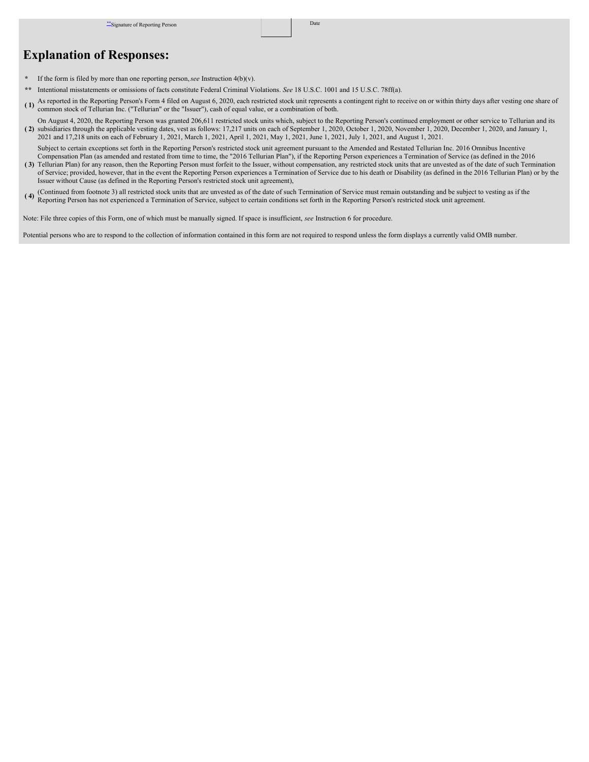** Signature of Reporting Person | Date

## Explanation of Responses:

\* If the form is filed by more than one reporting person, *see* Instruction 4(b)(v).

** Intentional misstatements or omissions of facts constitute Federal Criminal Violations. *See* 18 U.S.C. 1001 and 15 U.S.C. 78ff(a).

**(1)** As reported in the Reporting Person's Form 4 filed on August 6, 2020, each restricted stock unit represents a contingent right to receive on or within thirty days after vesting one share of common stock of Tellurian Inc. ("Tellurian" or the "Issuer"), cash of equal value, or a combination of both.

**(2)** On August 4, 2020, the Reporting Person was granted 206,611 restricted stock units which, subject to the Reporting Person's continued employment or other service to Tellurian and its subsidiaries through the applicable vesting dates, vest as follows: 17,217 units on each of September 1, 2020, October 1, 2020, November 1, 2020, December 1, 2020, and January 1, 2021 and 17,218 units on each of February 1, 2021, March 1, 2021, April 1, 2021, May 1, 2021, June 1, 2021, July 1, 2021, and August 1, 2021.

**(3)** Subject to certain exceptions set forth in the Reporting Person's restricted stock unit agreement pursuant to the Amended and Restated Tellurian Inc. 2016 Omnibus Incentive Compensation Plan (as amended and restated from time to time, the "2016 Tellurian Plan"), if the Reporting Person experiences a Termination of Service (as defined in the 2016 Tellurian Plan) for any reason, then the Reporting Person must forfeit to the Issuer, without compensation, any restricted stock units that are unvested as of the date of such Termination of Service; provided, however, that in the event the Reporting Person experiences a Termination of Service due to his death or Disability (as defined in the 2016 Tellurian Plan) or by the Issuer without Cause (as defined in the Reporting Person's restricted stock unit agreement),

**(4)** (Continued from footnote 3) all restricted stock units that are unvested as of the date of such Termination of Service must remain outstanding and be subject to vesting as if the Reporting Person has not experienced a Termination of Service, subject to certain conditions set forth in the Reporting Person's restricted stock unit agreement.

Note: File three copies of this Form, one of which must be manually signed. If space is insufficient, *see* Instruction 6 for procedure.

Potential persons who are to respond to the collection of information contained in this form are not required to respond unless the form displays a currently valid OMB number.